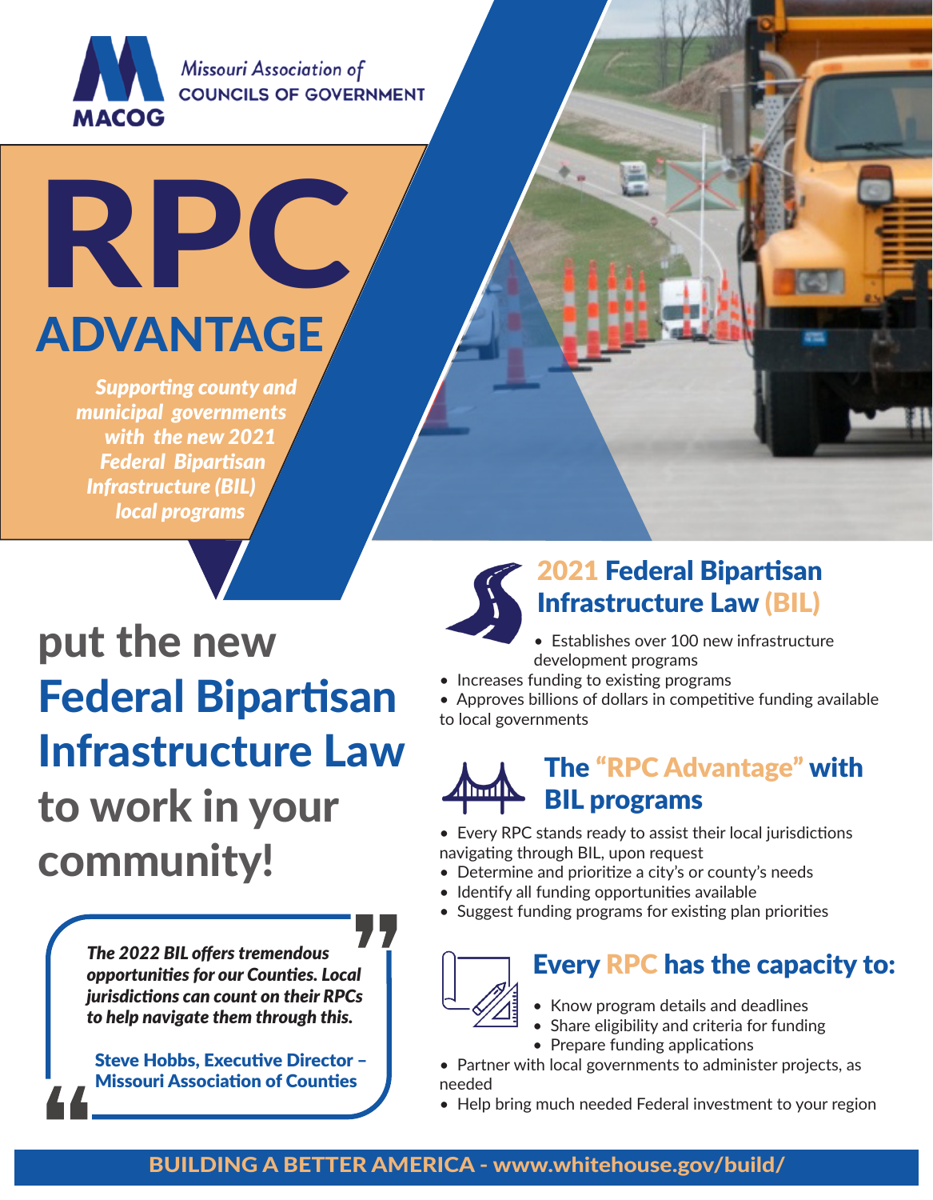MACOG

Missouri Association of COUNCILS OF GOVERNMENT

# RPC ADVANTAGE

*Supporting county and municipal governments with the new 2021 Federal Bipartisan Infrastructure (BIL) local programs*

## put the new Federal Bipartisan Infrastructure Law to work in your community!

> *The 2022 BIL offers tremendous opportunities for our Counties. Local jurisdictions can count on their RPCs to help navigate them through this.*
>
> **Steve Hobbs, Executive Director – Missouri Association of Counties**

## 2021 Federal Bipartisan Infrastructure Law (BIL)

- Establishes over 100 new infrastructure development programs
- Increases funding to existing programs
- Approves billions of dollars in competitive funding available to local governments

## The "RPC Advantage" with BIL programs

- Every RPC stands ready to assist their local jurisdictions navigating through BIL, upon request
- Determine and prioritize a city's or county's needs
- Identify all funding opportunities available
- Suggest funding programs for existing plan priorities

## Every RPC has the capacity to:

- Know program details and deadlines
- Share eligibility and criteria for funding
- Prepare funding applications
- Partner with local governments to administer projects, as needed
- Help bring much needed Federal investment to your region

**BUILDING A BETTER AMERICA - www.whitehouse.gov/build/**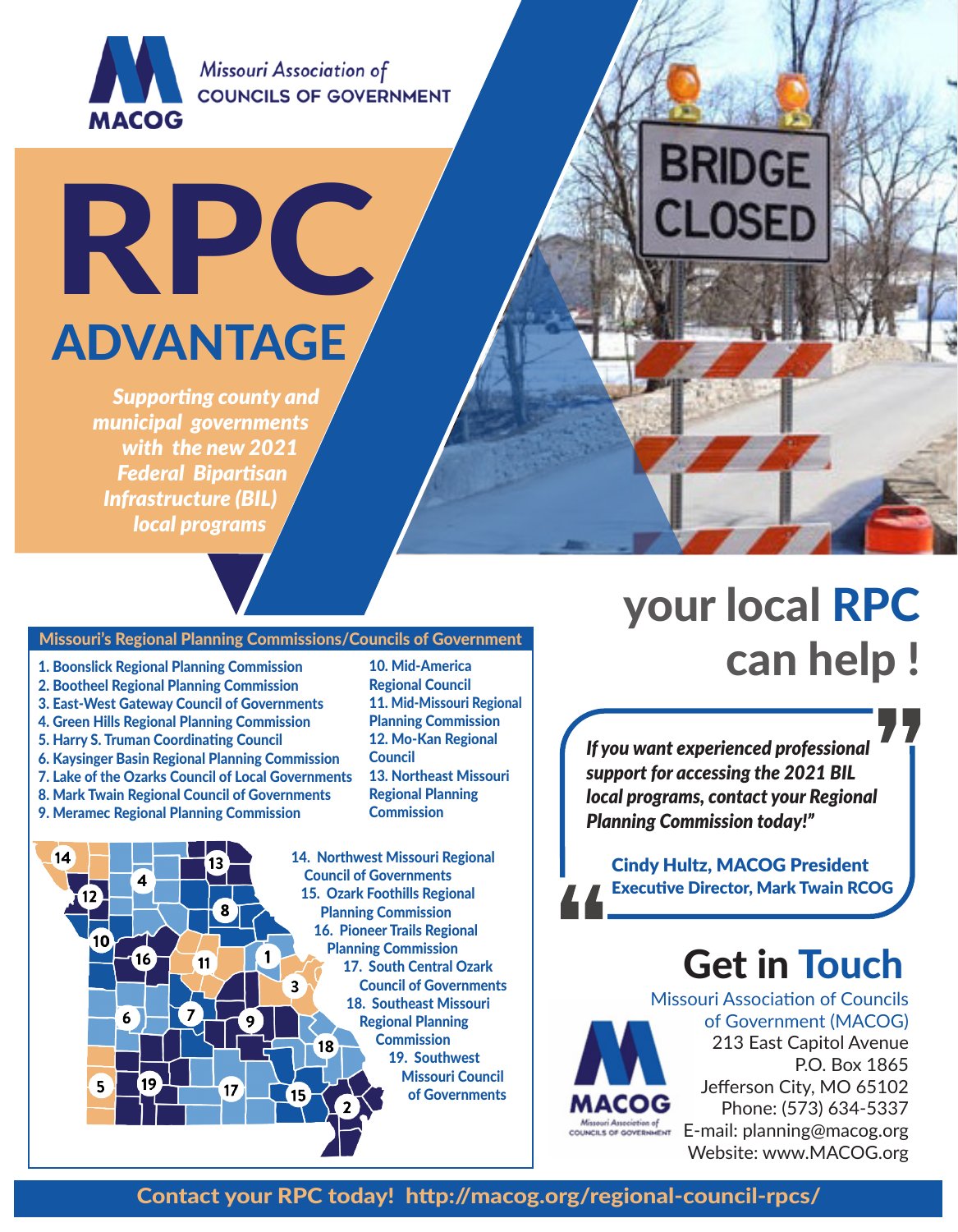Missouri Association of COUNCILS OF GOVERNMENT

MACOG

# RPC ADVANTAGE

*Supporting county and municipal governments with the new 2021 Federal Bipartisan Infrastructure (BIL) local programs*

## your local RPC can help !

### Missouri's Regional Planning Commissions/Councils of Government

1. Boonslick Regional Planning Commission
2. Bootheel Regional Planning Commission
3. East-West Gateway Council of Governments
4. Green Hills Regional Planning Commission
5. Harry S. Truman Coordinating Council
6. Kaysinger Basin Regional Planning Commission
7. Lake of the Ozarks Council of Local Governments
8. Mark Twain Regional Council of Governments
9. Meramec Regional Planning Commission
10. Mid-America Regional Council
11. Mid-Missouri Regional Planning Commission
12. Mo-Kan Regional Council
13. Northeast Missouri Regional Planning Commission
14. Northwest Missouri Regional Council of Governments
15. Ozark Foothills Regional Planning Commission
16. Pioneer Trails Regional Planning Commission
17. South Central Ozark Council of Governments
18. Southeast Missouri Regional Planning Commission
19. Southwest Missouri Council of Governments

*"If you want experienced professional support for accessing the 2021 BIL local programs, contact your Regional Planning Commission today!"*

**Cindy Hultz, MACOG President**
**Executive Director, Mark Twain RCOG**

## Get in Touch

Missouri Association of Councils of Government (MACOG)
213 East Capitol Avenue
P.O. Box 1865
Jefferson City, MO 65102
Phone: (573) 634-5337
E-mail: planning@macog.org
Website: www.MACOG.org

**Contact your RPC today! http://macog.org/regional-council-rpcs/**